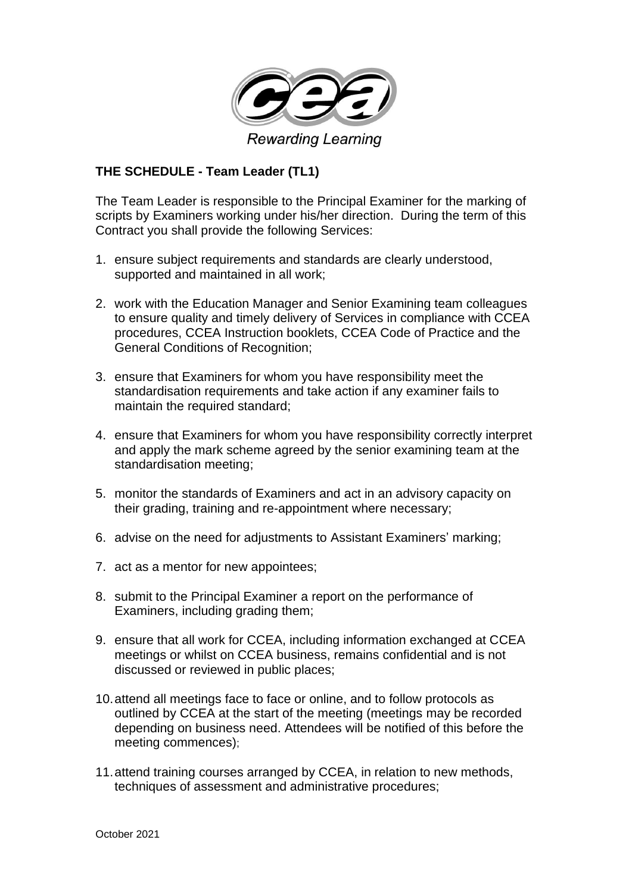Rewarding Learning

**THE SCHEDULE - Team Leader (TL1)**

The Team Leader is responsible to the Principal Examiner for the marking of scripts by Examiners working under his/her direction. During the term of this Contract you shall provide the following Services:

1. ensure subject requirements and standards are clearly understood, supported and maintained in all work;

2. work with the Education Manager and Senior Examining team colleagues to ensure quality and timely delivery of Services in compliance with CCEA procedures, CCEA Instruction booklets, CCEA Code of Practice and the General Conditions of Recognition;

3. ensure that Examiners for whom you have responsibility meet the standardisation requirements and take action if any examiner fails to maintain the required standard;

4. ensure that Examiners for whom you have responsibility correctly interpret and apply the mark scheme agreed by the senior examining team at the standardisation meeting;

5. monitor the standards of Examiners and act in an advisory capacity on their grading, training and re-appointment where necessary;

6. advise on the need for adjustments to Assistant Examiners' marking;

7. act as a mentor for new appointees;

8. submit to the Principal Examiner a report on the performance of Examiners, including grading them;

9. ensure that all work for CCEA, including information exchanged at CCEA meetings or whilst on CCEA business, remains confidential and is not discussed or reviewed in public places;

10. attend all meetings face to face or online, and to follow protocols as outlined by CCEA at the start of the meeting (meetings may be recorded depending on business need. Attendees will be notified of this before the meeting commences);

11. attend training courses arranged by CCEA, in relation to new methods, techniques of assessment and administrative procedures;

October 2021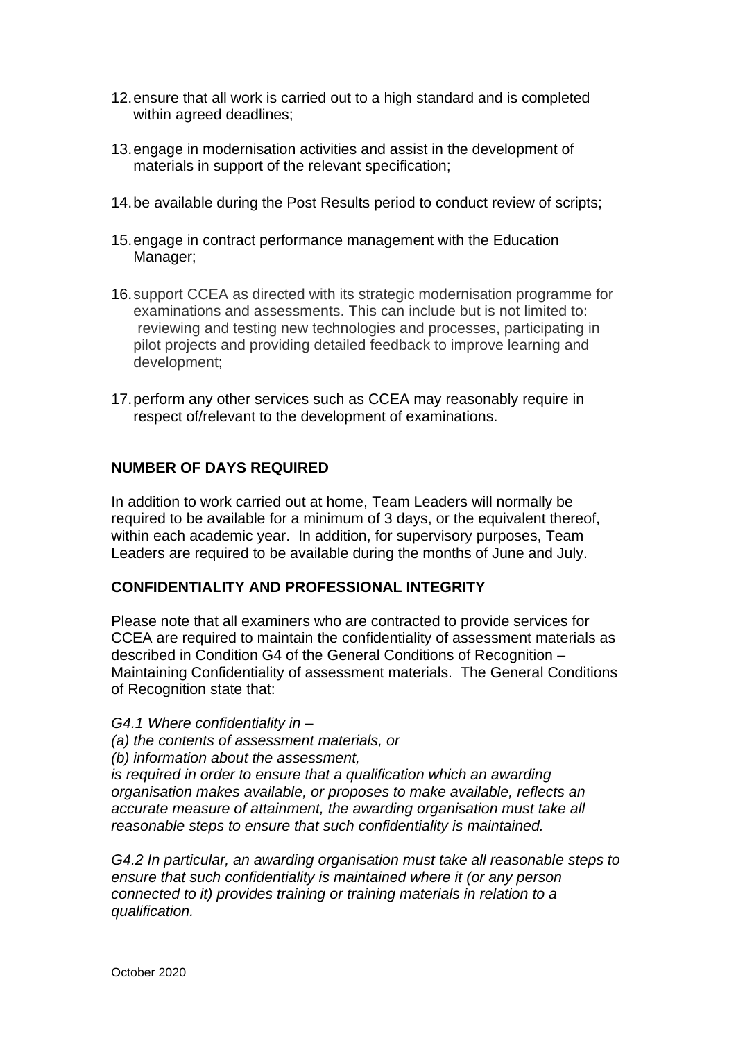12. ensure that all work is carried out to a high standard and is completed within agreed deadlines;

13. engage in modernisation activities and assist in the development of materials in support of the relevant specification;

14. be available during the Post Results period to conduct review of scripts;

15. engage in contract performance management with the Education Manager;

16. support CCEA as directed with its strategic modernisation programme for examinations and assessments. This can include but is not limited to: reviewing and testing new technologies and processes, participating in pilot projects and providing detailed feedback to improve learning and development;

17. perform any other services such as CCEA may reasonably require in respect of/relevant to the development of examinations.

## NUMBER OF DAYS REQUIRED

In addition to work carried out at home, Team Leaders will normally be required to be available for a minimum of 3 days, or the equivalent thereof, within each academic year. In addition, for supervisory purposes, Team Leaders are required to be available during the months of June and July.

## CONFIDENTIALITY AND PROFESSIONAL INTEGRITY

Please note that all examiners who are contracted to provide services for CCEA are required to maintain the confidentiality of assessment materials as described in Condition G4 of the General Conditions of Recognition – Maintaining Confidentiality of assessment materials. The General Conditions of Recognition state that:

*G4.1 Where confidentiality in –*
*(a) the contents of assessment materials, or*
*(b) information about the assessment,*
*is required in order to ensure that a qualification which an awarding organisation makes available, or proposes to make available, reflects an accurate measure of attainment, the awarding organisation must take all reasonable steps to ensure that such confidentiality is maintained.*

*G4.2 In particular, an awarding organisation must take all reasonable steps to ensure that such confidentiality is maintained where it (or any person connected to it) provides training or training materials in relation to a qualification.*

October 2020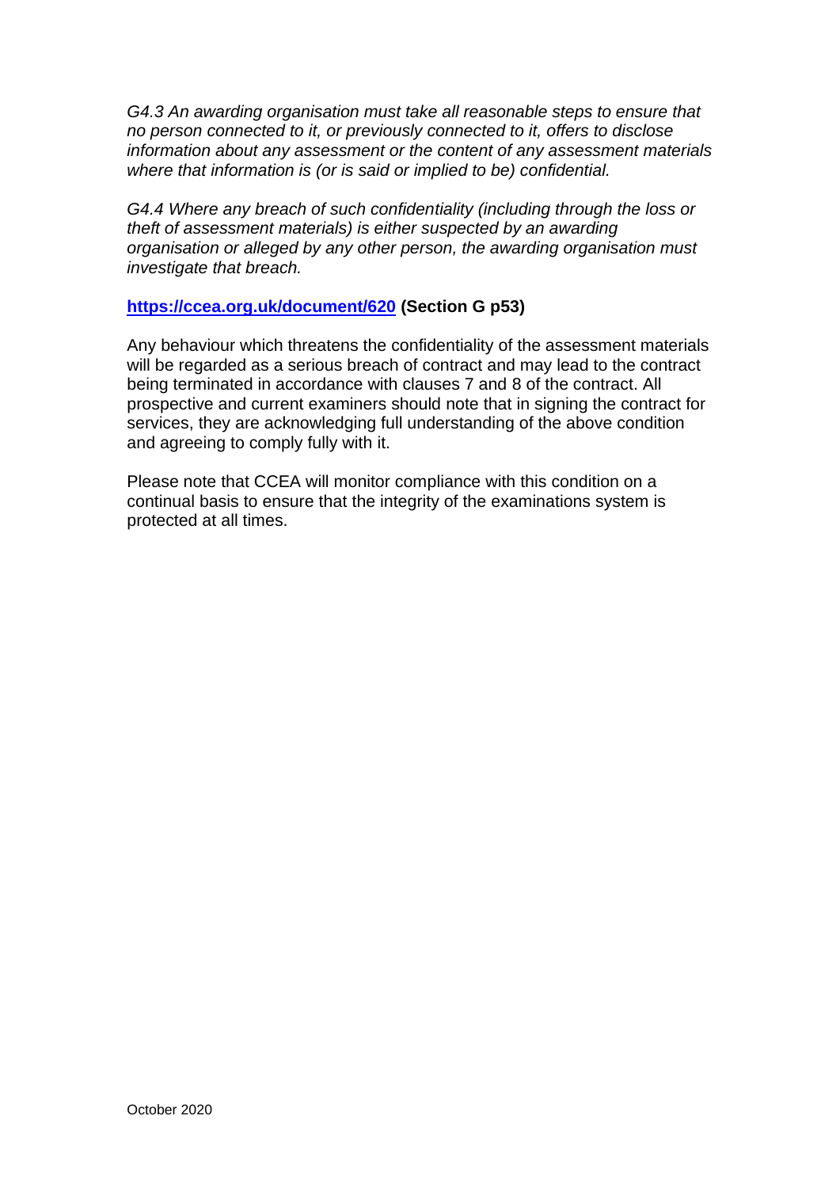*G4.3 An awarding organisation must take all reasonable steps to ensure that no person connected to it, or previously connected to it, offers to disclose information about any assessment or the content of any assessment materials where that information is (or is said or implied to be) confidential.*

*G4.4 Where any breach of such confidentiality (including through the loss or theft of assessment materials) is either suspected by an awarding organisation or alleged by any other person, the awarding organisation must investigate that breach.*

**[https://ccea.org.uk/document/620](https://ccea.org.uk/document/620) (Section G p53)**

Any behaviour which threatens the confidentiality of the assessment materials will be regarded as a serious breach of contract and may lead to the contract being terminated in accordance with clauses 7 and 8 of the contract. All prospective and current examiners should note that in signing the contract for services, they are acknowledging full understanding of the above condition and agreeing to comply fully with it.

Please note that CCEA will monitor compliance with this condition on a continual basis to ensure that the integrity of the examinations system is protected at all times.

October 2020